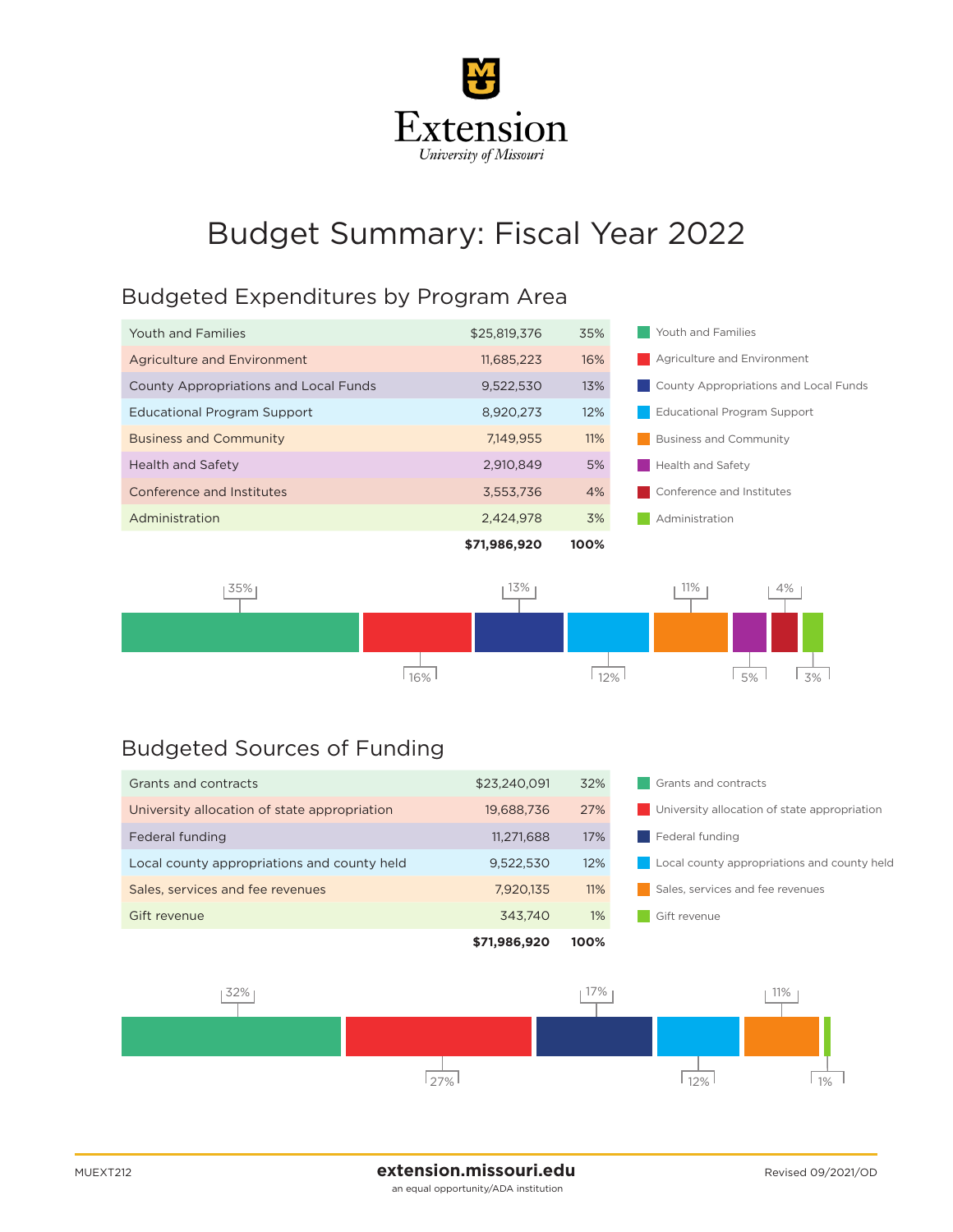# Extension

*University of Missouri*

# Budget Summary: Fiscal Year 2022

## Budgeted Expenditures by Program Area

| Program Area | Amount | Percent |
|---|---|---|
| Youth and Families | $25,819,376 | 35% |
| Agriculture and Environment | 11,685,223 | 16% |
| County Appropriations and Local Funds | 9,522,530 | 13% |
| Educational Program Support | 8,920,273 | 12% |
| Business and Community | 7,149,955 | 11% |
| Health and Safety | 2,910,849 | 5% |
| Conference and Institutes | 3,553,736 | 4% |
| Administration | 2,424,978 | 3% |
| | **$71,986,920** | **100%** |

## Budgeted Sources of Funding

| Source | Amount | Percent |
|---|---|---|
| Grants and contracts | $23,240,091 | 32% |
| University allocation of state appropriation | 19,688,736 | 27% |
| Federal funding | 11,271,688 | 17% |
| Local county appropriations and county held | 9,522,530 | 12% |
| Sales, services and fee revenues | 7,920,135 | 11% |
| Gift revenue | 343,740 | 1% |
| | **$71,986,920** | **100%** |

MUEXT212

**extension.missouri.edu**

an equal opportunity/ADA institution

Revised 09/2021/OD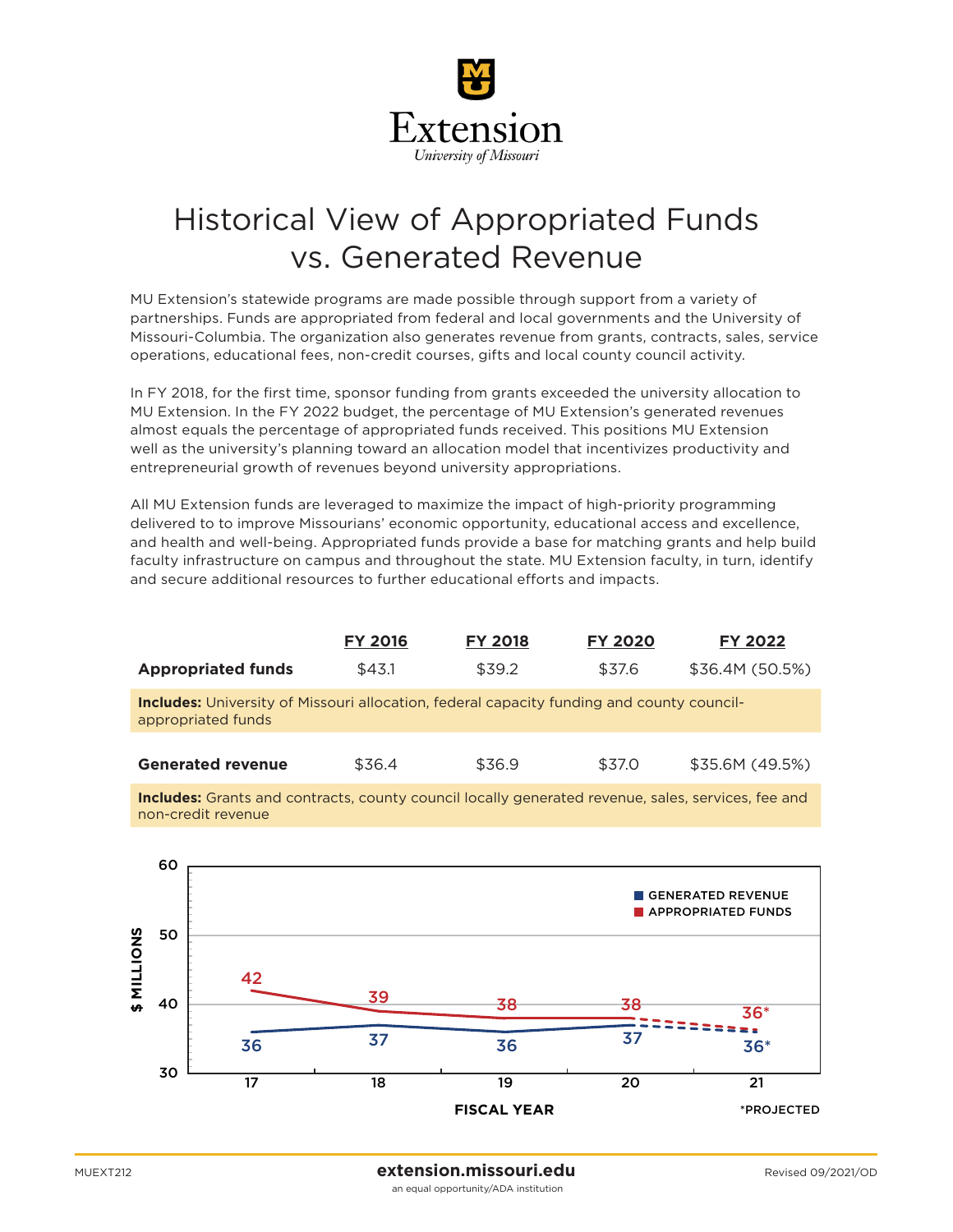# Extension

*University of Missouri*

# Historical View of Appropriated Funds vs. Generated Revenue

MU Extension's statewide programs are made possible through support from a variety of partnerships. Funds are appropriated from federal and local governments and the University of Missouri-Columbia. The organization also generates revenue from grants, contracts, sales, service operations, educational fees, non-credit courses, gifts and local county council activity.

In FY 2018, for the first time, sponsor funding from grants exceeded the university allocation to MU Extension. In the FY 2022 budget, the percentage of MU Extension's generated revenues almost equals the percentage of appropriated funds received. This positions MU Extension well as the university's planning toward an allocation model that incentivizes productivity and entrepreneurial growth of revenues beyond university appropriations.

All MU Extension funds are leveraged to maximize the impact of high-priority programming delivered to to improve Missourians' economic opportunity, educational access and excellence, and health and well-being. Appropriated funds provide a base for matching grants and help build faculty infrastructure on campus and throughout the state. MU Extension faculty, in turn, identify and secure additional resources to further educational efforts and impacts.

| | FY 2016 | FY 2018 | FY 2020 | FY 2022 |
|---|---|---|---|---|
| **Appropriated funds** | $43.1 | $39.2 | $37.6 | $36.4M (50.5%) |
| **Includes:** University of Missouri allocation, federal capacity funding and county council-appropriated funds | | | | |
| **Generated revenue** | $36.4 | $36.9 | $37.0 | $35.6M (49.5%) |
| **Includes:** Grants and contracts, county council locally generated revenue, sales, services, fee and non-credit revenue | | | | |

$ MILLIONS

60
50
40
30

GENERATED REVENUE
APPROPRIATED FUNDS

42 39 38 38 36*

36 37 36 37 36*

17 18 19 20 21

FISCAL YEAR

*PROJECTED

MUEXT212

extension.missouri.edu

an equal opportunity/ADA institution

Revised 09/2021/OD